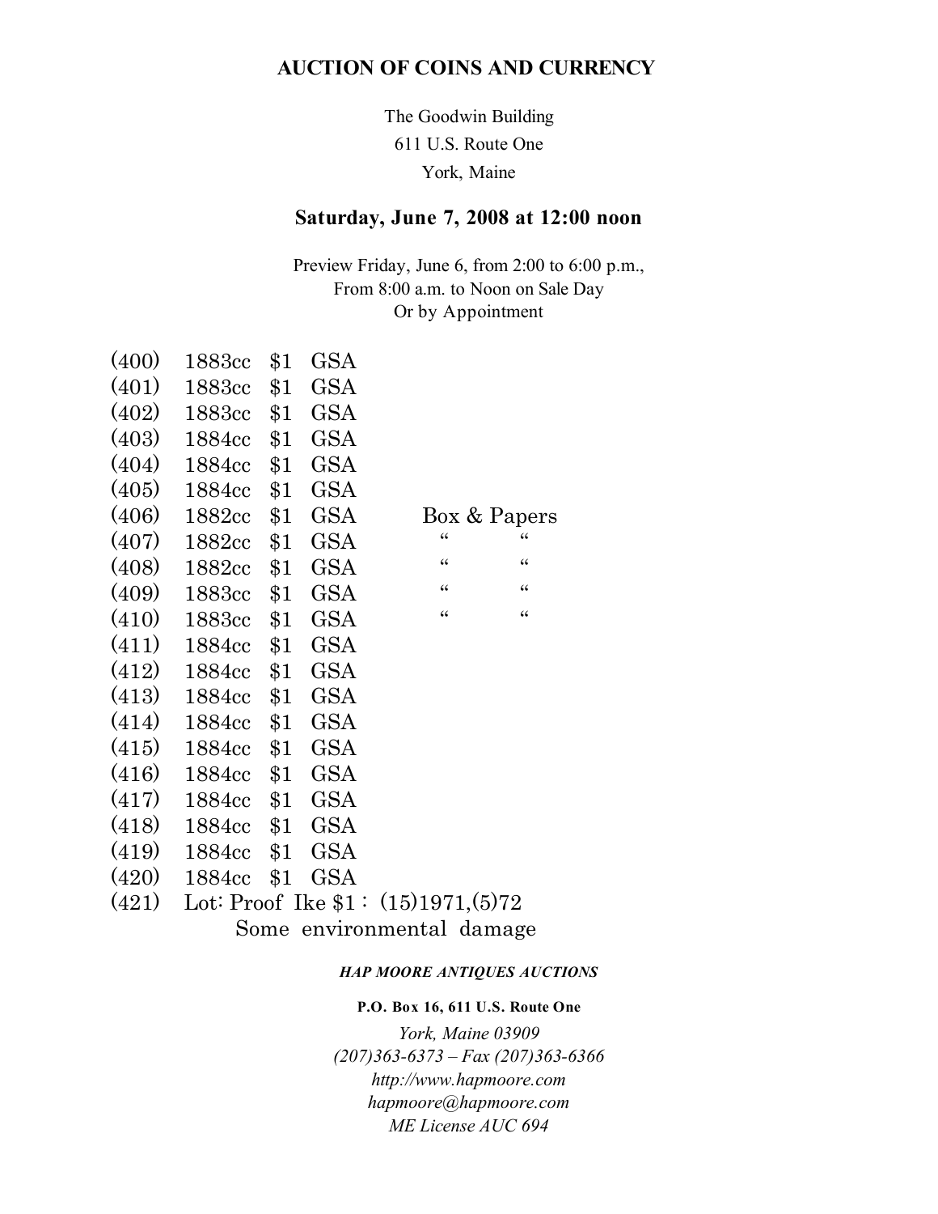# AUCTION OF COINS AND CURRENCY

The Goodwin Building
611 U.S. Route One
York, Maine

## Saturday, June 7, 2008 at 12:00 noon

Preview Friday, June 6, from 2:00 to 6:00 p.m.,
From 8:00 a.m. to Noon on Sale Day
Or by Appointment

| | | | | |
|---|---|---|---|---|
| (400) | 1883cc | $1 | GSA | |
| (401) | 1883cc | $1 | GSA | |
| (402) | 1883cc | $1 | GSA | |
| (403) | 1884cc | $1 | GSA | |
| (404) | 1884cc | $1 | GSA | |
| (405) | 1884cc | $1 | GSA | |
| (406) | 1882cc | $1 | GSA | Box & Papers |
| (407) | 1882cc | $1 | GSA | " " |
| (408) | 1882cc | $1 | GSA | " " |
| (409) | 1883cc | $1 | GSA | " " |
| (410) | 1883cc | $1 | GSA | " " |
| (411) | 1884cc | $1 | GSA | |
| (412) | 1884cc | $1 | GSA | |
| (413) | 1884cc | $1 | GSA | |
| (414) | 1884cc | $1 | GSA | |
| (415) | 1884cc | $1 | GSA | |
| (416) | 1884cc | $1 | GSA | |
| (417) | 1884cc | $1 | GSA | |
| (418) | 1884cc | $1 | GSA | |
| (419) | 1884cc | $1 | GSA | |
| (420) | 1884cc | $1 | GSA | |

(421) Lot: Proof Ike $1 : (15)1971,(5)72
Some environmental damage

***HAP MOORE ANTIQUES AUCTIONS***

**P.O. Box 16, 611 U.S. Route One**

*York, Maine 03909*
*(207)363-6373 – Fax (207)363-6366*
*http://www.hapmoore.com*
*hapmoore@hapmoore.com*
*ME License AUC 694*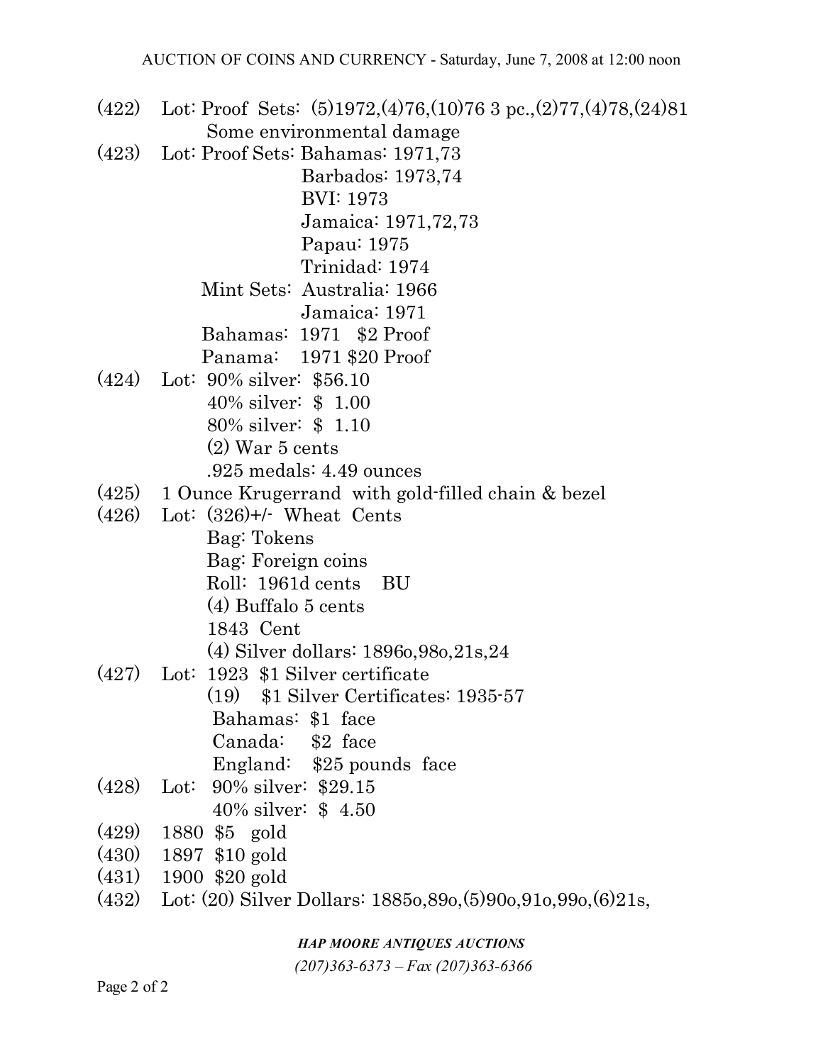(422) Lot: Proof Sets: (5)1972,(4)76,(10)76 3 pc.,(2)77,(4)78,(24)81
Some environmental damage

(423) Lot: Proof Sets: Bahamas: 1971,73
Barbados: 1973,74
BVI: 1973
Jamaica: 1971,72,73
Papau: 1975
Trinidad: 1974
Mint Sets: Australia: 1966
Jamaica: 1971
Bahamas: 1971 $2 Proof
Panama: 1971 $20 Proof

(424) Lot: 90% silver: $56.10
40% silver: $ 1.00
80% silver: $ 1.10
(2) War 5 cents
.925 medals: 4.49 ounces

(425) 1 Ounce Krugerrand with gold-filled chain & bezel

(426) Lot: (326)+/- Wheat Cents
Bag: Tokens
Bag: Foreign coins
Roll: 1961d cents BU
(4) Buffalo 5 cents
1843 Cent
(4) Silver dollars: 1896o,98o,21s,24

(427) Lot: 1923 $1 Silver certificate
(19) $1 Silver Certificates: 1935-57
Bahamas: $1 face
Canada: $2 face
England: $25 pounds face

(428) Lot: 90% silver: $29.15
40% silver: $ 4.50

(429) 1880 $5 gold

(430) 1897 $10 gold

(431) 1900 $20 gold

(432) Lot: (20) Silver Dollars: 1885o,89o,(5)90o,91o,99o,(6)21s,

***HAP MOORE ANTIQUES AUCTIONS***

*(207)363-6373 – Fax (207)363-6366*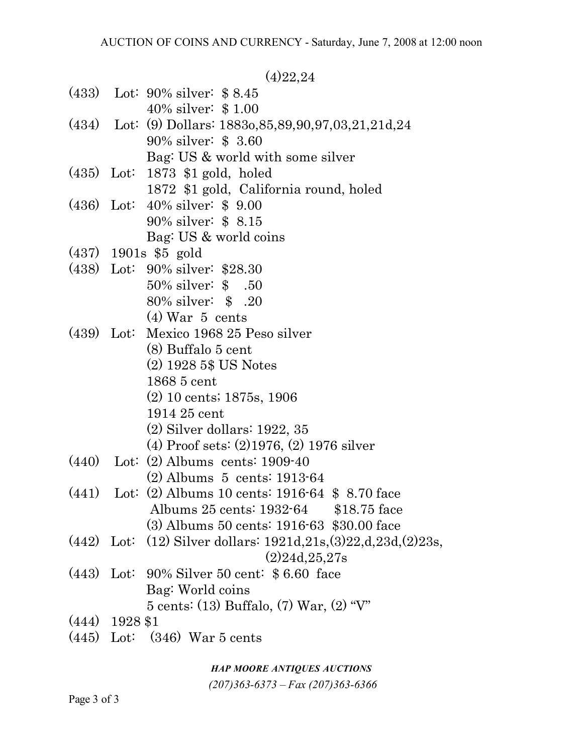(4)22,24

(433) Lot: 90% silver: $ 8.45
40% silver: $ 1.00

(434) Lot: (9) Dollars: 1883o,85,89,90,97,03,21,21d,24
90% silver: $ 3.60
Bag: US & world with some silver

(435) Lot: 1873 $1 gold, holed
1872 $1 gold, California round, holed

(436) Lot: 40% silver: $ 9.00
90% silver: $ 8.15
Bag: US & world coins

(437) 1901s $5 gold

(438) Lot: 90% silver: $28.30
50% silver: $ .50
80% silver: $ .20
(4) War 5 cents

(439) Lot: Mexico 1968 25 Peso silver
(8) Buffalo 5 cent
(2) 1928 5$ US Notes
1868 5 cent
(2) 10 cents; 1875s, 1906
1914 25 cent
(2) Silver dollars: 1922, 35
(4) Proof sets: (2)1976, (2) 1976 silver

(440) Lot: (2) Albums cents: 1909-40
(2) Albums 5 cents: 1913-64

(441) Lot: (2) Albums 10 cents: 1916-64 $ 8.70 face
Albums 25 cents: 1932-64 $18.75 face
(3) Albums 50 cents: 1916-63 $30.00 face

(442) Lot: (12) Silver dollars: 1921d,21s,(3)22,d,23d,(2)23s,
(2)24d,25,27s

(443) Lot: 90% Silver 50 cent: $ 6.60 face
Bag: World coins
5 cents: (13) Buffalo, (7) War, (2) "V"

(444) 1928 $1

(445) Lot: (346) War 5 cents

*HAP MOORE ANTIQUES AUCTIONS*

*(207)363-6373 – Fax (207)363-6366*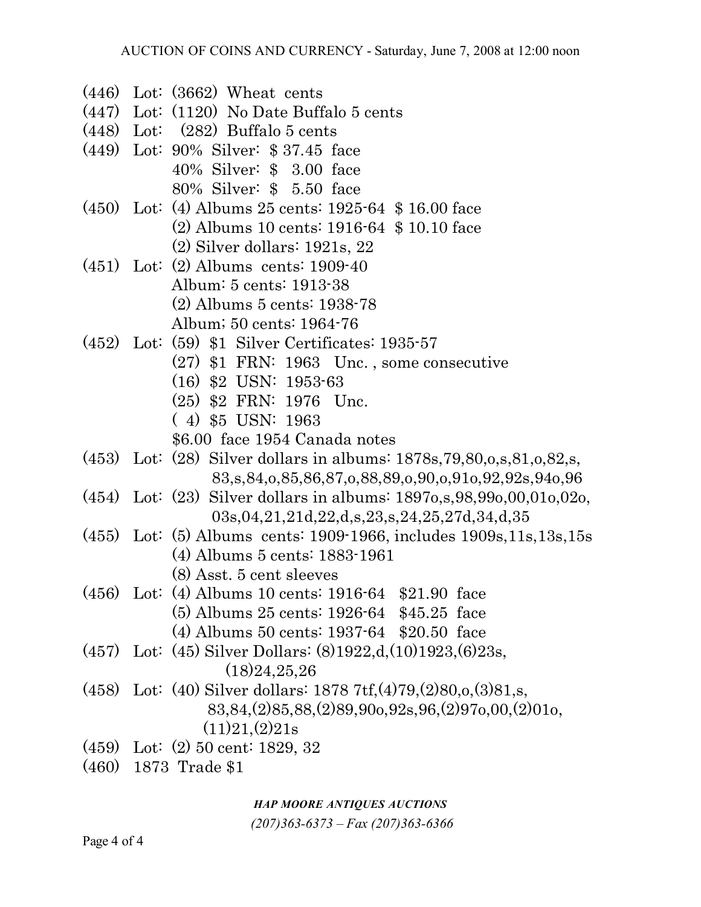(446) Lot: (3662) Wheat cents

(447) Lot: (1120) No Date Buffalo 5 cents

(448) Lot: (282) Buffalo 5 cents

(449) Lot: 90% Silver: $ 37.45 face
40% Silver: $ 3.00 face
80% Silver: $ 5.50 face

(450) Lot: (4) Albums 25 cents: 1925-64 $ 16.00 face
(2) Albums 10 cents: 1916-64 $ 10.10 face
(2) Silver dollars: 1921s, 22

(451) Lot: (2) Albums cents: 1909-40
Album: 5 cents: 1913-38
(2) Albums 5 cents: 1938-78
Album; 50 cents: 1964-76

(452) Lot: (59) $1 Silver Certificates: 1935-57
(27) $1 FRN: 1963 Unc. , some consecutive
(16) $2 USN: 1953-63
(25) $2 FRN: 1976 Unc.
( 4) $5 USN: 1963
$6.00 face 1954 Canada notes

(453) Lot: (28) Silver dollars in albums: 1878s,79,80,o,s,81,o,82,s,
83,s,84,o,85,86,87,o,88,89,o,90,o,91o,92,92s,94o,96

(454) Lot: (23) Silver dollars in albums: 1897o,s,98,99o,00,01o,02o,
03s,04,21,21d,22,d,s,23,s,24,25,27d,34,d,35

(455) Lot: (5) Albums cents: 1909-1966, includes 1909s,11s,13s,15s
(4) Albums 5 cents: 1883-1961
(8) Asst. 5 cent sleeves

(456) Lot: (4) Albums 10 cents: 1916-64 $21.90 face
(5) Albums 25 cents: 1926-64 $45.25 face
(4) Albums 50 cents: 1937-64 $20.50 face

(457) Lot: (45) Silver Dollars: (8)1922,d,(10)1923,(6)23s,
(18)24,25,26

(458) Lot: (40) Silver dollars: 1878 7tf,(4)79,(2)80,o,(3)81,s,
83,84,(2)85,88,(2)89,90o,92s,96,(2)97o,00,(2)01o,
(11)21,(2)21s

(459) Lot: (2) 50 cent: 1829, 32

(460) 1873 Trade $1

***HAP MOORE ANTIQUES AUCTIONS***

*(207)363-6373 – Fax (207)363-6366*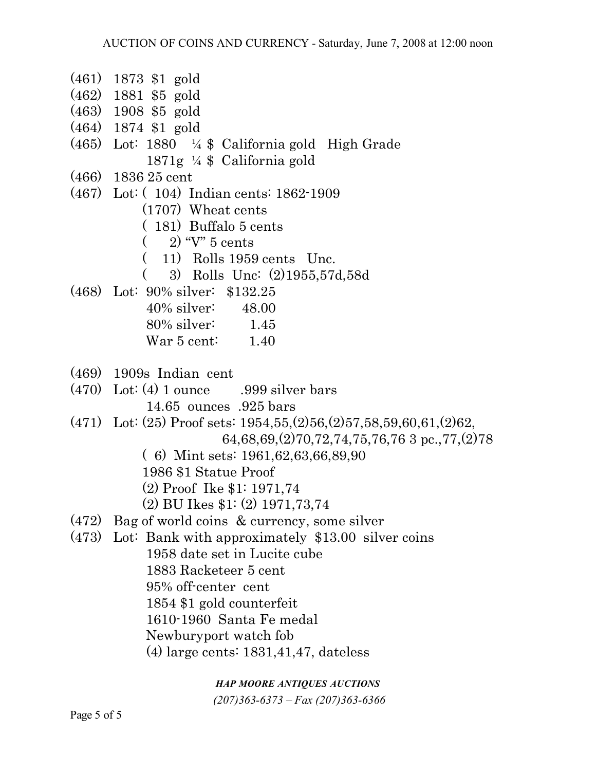(461) 1873 $1 gold
(462) 1881 $5 gold
(463) 1908 $5 gold
(464) 1874 $1 gold
(465) Lot: 1880 ¼ $ California gold High Grade
1871g ¼ $ California gold
(466) 1836 25 cent
(467) Lot: ( 104) Indian cents: 1862-1909
(1707) Wheat cents
( 181) Buffalo 5 cents
( 2) "V" 5 cents
( 11) Rolls 1959 cents Unc.
( 3) Rolls Unc: (2)1955,57d,58d
(468) Lot: 90% silver: $132.25
40% silver: 48.00
80% silver: 1.45
War 5 cent: 1.40

(469) 1909s Indian cent
(470) Lot: (4) 1 ounce .999 silver bars
14.65 ounces .925 bars
(471) Lot: (25) Proof sets: 1954,55,(2)56,(2)57,58,59,60,61,(2)62,
64,68,69,(2)70,72,74,75,76,76 3 pc.,77,(2)78
( 6) Mint sets: 1961,62,63,66,89,90
1986 $1 Statue Proof
(2) Proof Ike $1: 1971,74
(2) BU Ikes $1: (2) 1971,73,74
(472) Bag of world coins & currency, some silver
(473) Lot: Bank with approximately $13.00 silver coins
1958 date set in Lucite cube
1883 Racketeer 5 cent
95% off-center cent
1854 $1 gold counterfeit
1610-1960 Santa Fe medal
Newburyport watch fob
(4) large cents: 1831,41,47, dateless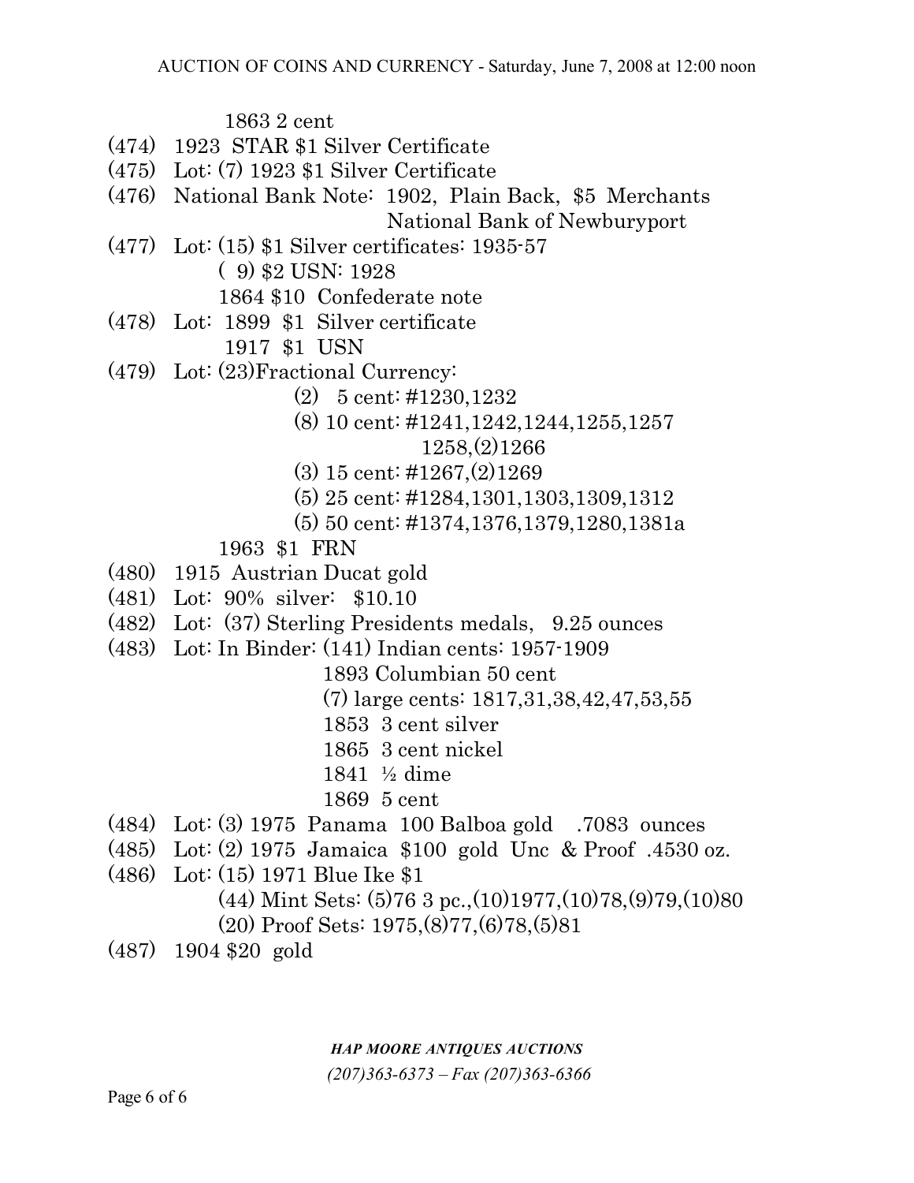1863 2 cent

(474) 1923 STAR $1 Silver Certificate

(475) Lot: (7) 1923 $1 Silver Certificate

(476) National Bank Note: 1902, Plain Back, $5 Merchants National Bank of Newburyport

(477) Lot: (15) $1 Silver certificates: 1935-57
( 9) $2 USN: 1928
1864 $10 Confederate note

(478) Lot: 1899 $1 Silver certificate
1917 $1 USN

(479) Lot: (23)Fractional Currency:
(2) 5 cent: #1230,1232
(8) 10 cent: #1241,1242,1244,1255,1257
1258,(2)1266
(3) 15 cent: #1267,(2)1269
(5) 25 cent: #1284,1301,1303,1309,1312
(5) 50 cent: #1374,1376,1379,1280,1381a
1963 $1 FRN

(480) 1915 Austrian Ducat gold

(481) Lot: 90% silver: $10.10

(482) Lot: (37) Sterling Presidents medals, 9.25 ounces

(483) Lot: In Binder: (141) Indian cents: 1957-1909
1893 Columbian 50 cent
(7) large cents: 1817,31,38,42,47,53,55
1853 3 cent silver
1865 3 cent nickel
1841 ½ dime
1869 5 cent

(484) Lot: (3) 1975 Panama 100 Balboa gold .7083 ounces

(485) Lot: (2) 1975 Jamaica $100 gold Unc & Proof .4530 oz.

(486) Lot: (15) 1971 Blue Ike $1
(44) Mint Sets: (5)76 3 pc.,(10)1977,(10)78,(9)79,(10)80
(20) Proof Sets: 1975,(8)77,(6)78,(5)81

(487) 1904 $20 gold

***HAP MOORE ANTIQUES AUCTIONS***

*(207)363-6373 – Fax (207)363-6366*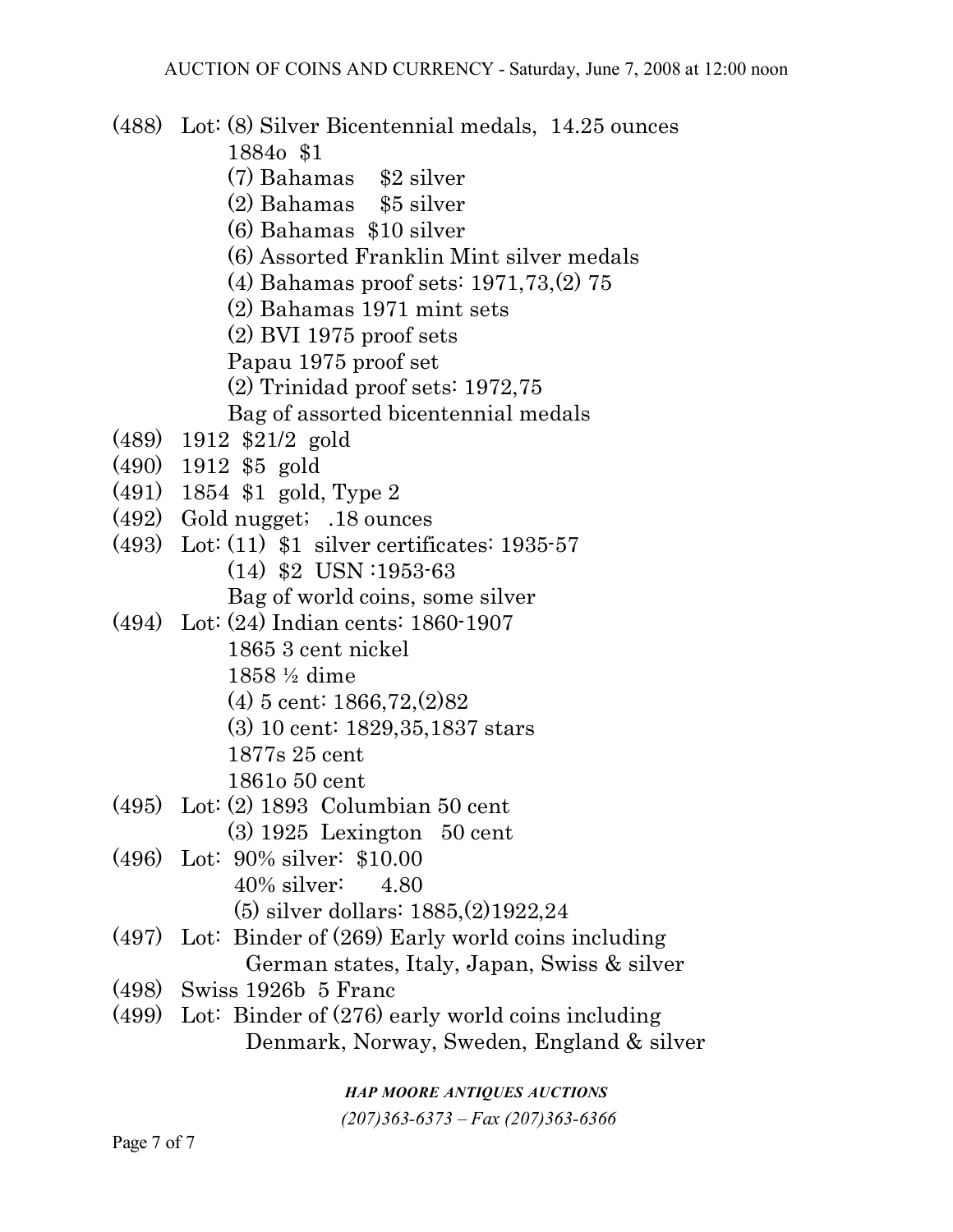(488) Lot: (8) Silver Bicentennial medals, 14.25 ounces
  1884o $1
  (7) Bahamas $2 silver
  (2) Bahamas $5 silver
  (6) Bahamas $10 silver
  (6) Assorted Franklin Mint silver medals
  (4) Bahamas proof sets: 1971,73,(2) 75
  (2) Bahamas 1971 mint sets
  (2) BVI 1975 proof sets
  Papau 1975 proof set
  (2) Trinidad proof sets: 1972,75
  Bag of assorted bicentennial medals

(489) 1912 $21/2 gold

(490) 1912 $5 gold

(491) 1854 $1 gold, Type 2

(492) Gold nugget; .18 ounces

(493) Lot: (11) $1 silver certificates: 1935-57
  (14) $2 USN :1953-63
  Bag of world coins, some silver

(494) Lot: (24) Indian cents: 1860-1907
  1865 3 cent nickel
  1858 ½ dime
  (4) 5 cent: 1866,72,(2)82
  (3) 10 cent: 1829,35,1837 stars
  1877s 25 cent
  1861o 50 cent

(495) Lot: (2) 1893 Columbian 50 cent
  (3) 1925 Lexington 50 cent

(496) Lot: 90% silver: $10.00
  40% silver: 4.80
  (5) silver dollars: 1885,(2)1922,24

(497) Lot: Binder of (269) Early world coins including
  German states, Italy, Japan, Swiss & silver

(498) Swiss 1926b 5 Franc

(499) Lot: Binder of (276) early world coins including
  Denmark, Norway, Sweden, England & silver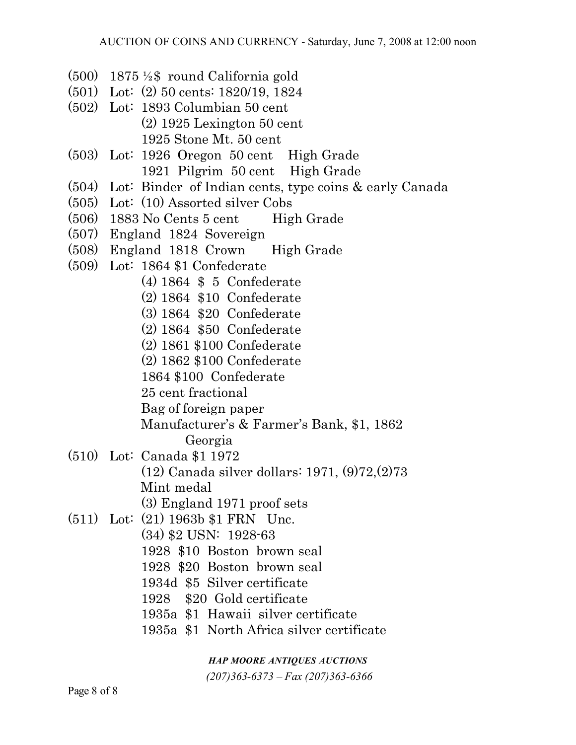AUCTION OF COINS AND CURRENCY - Saturday, June 7, 2008 at 12:00 noon

(500) 1875 ½$ round California gold

(501) Lot: (2) 50 cents: 1820/19, 1824

(502) Lot: 1893 Columbian 50 cent
(2) 1925 Lexington 50 cent
1925 Stone Mt. 50 cent

(503) Lot: 1926 Oregon 50 cent High Grade
1921 Pilgrim 50 cent High Grade

(504) Lot: Binder of Indian cents, type coins & early Canada

(505) Lot: (10) Assorted silver Cobs

(506) 1883 No Cents 5 cent High Grade

(507) England 1824 Sovereign

(508) England 1818 Crown High Grade

(509) Lot: 1864 $1 Confederate
(4) 1864 $ 5 Confederate
(2) 1864 $10 Confederate
(3) 1864 $20 Confederate
(2) 1864 $50 Confederate
(2) 1861 $100 Confederate
(2) 1862 $100 Confederate
1864 $100 Confederate
25 cent fractional
Bag of foreign paper
Manufacturer's & Farmer's Bank, $1, 1862
Georgia

(510) Lot: Canada $1 1972
(12) Canada silver dollars: 1971, (9)72,(2)73
Mint medal
(3) England 1971 proof sets

(511) Lot: (21) 1963b $1 FRN Unc.
(34) $2 USN: 1928-63
1928 $10 Boston brown seal
1928 $20 Boston brown seal
1934d $5 Silver certificate
1928 $20 Gold certificate
1935a $1 Hawaii silver certificate
1935a $1 North Africa silver certificate

***HAP MOORE ANTIQUES AUCTIONS***

*(207)363-6373 – Fax (207)363-6366*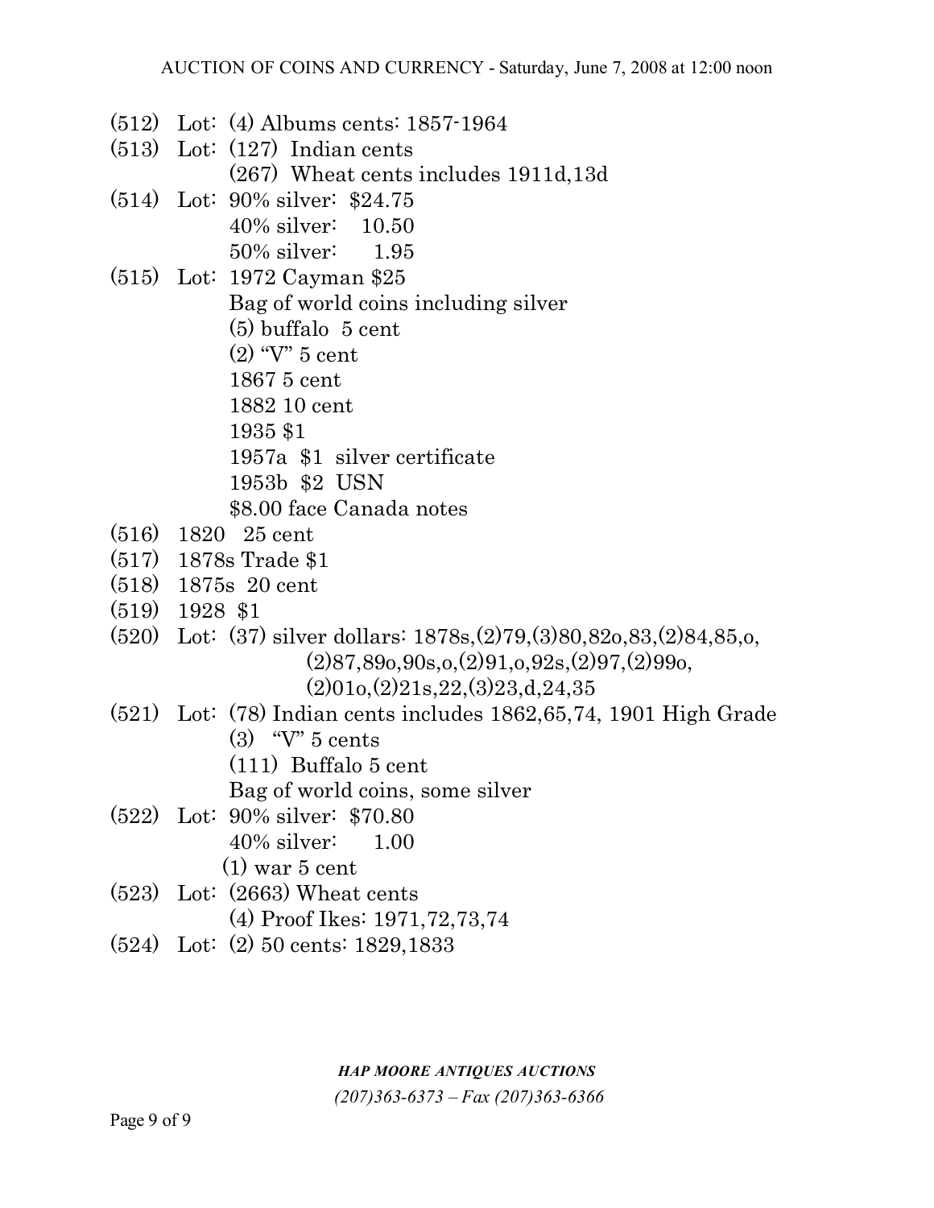(512) Lot: (4) Albums cents: 1857-1964

(513) Lot: (127) Indian cents
(267) Wheat cents includes 1911d,13d

(514) Lot: 90% silver: $24.75
40% silver: 10.50
50% silver: 1.95

(515) Lot: 1972 Cayman $25
Bag of world coins including silver
(5) buffalo 5 cent
(2) "V" 5 cent
1867 5 cent
1882 10 cent
1935 $1
1957a $1 silver certificate
1953b $2 USN
$8.00 face Canada notes

(516) 1820 25 cent

(517) 1878s Trade $1

(518) 1875s 20 cent

(519) 1928 $1

(520) Lot: (37) silver dollars: 1878s,(2)79,(3)80,82o,83,(2)84,85,o,
(2)87,89o,90s,o,(2)91,o,92s,(2)97,(2)99o,
(2)01o,(2)21s,22,(3)23,d,24,35

(521) Lot: (78) Indian cents includes 1862,65,74, 1901 High Grade
(3) "V" 5 cents
(111) Buffalo 5 cent
Bag of world coins, some silver

(522) Lot: 90% silver: $70.80
40% silver: 1.00
(1) war 5 cent

(523) Lot: (2663) Wheat cents
(4) Proof Ikes: 1971,72,73,74

(524) Lot: (2) 50 cents: 1829,1833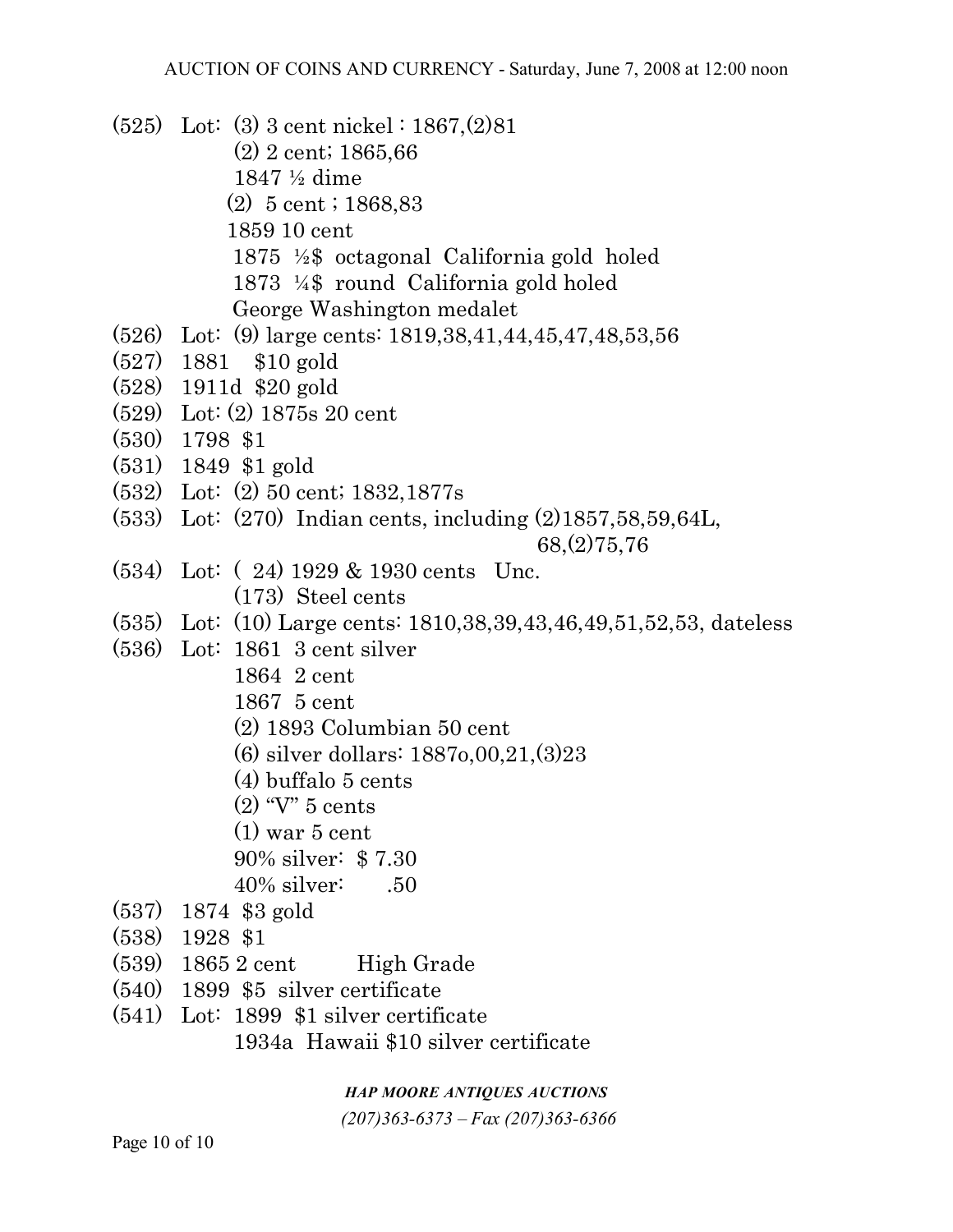(525) Lot: (3) 3 cent nickel : 1867,(2)81
(2) 2 cent; 1865,66
1847 ½ dime
(2) 5 cent ; 1868,83
1859 10 cent
1875 ½$ octagonal California gold holed
1873 ¼$ round California gold holed
George Washington medalet

(526) Lot: (9) large cents: 1819,38,41,44,45,47,48,53,56

(527) 1881 $10 gold

(528) 1911d $20 gold

(529) Lot: (2) 1875s 20 cent

(530) 1798 $1

(531) 1849 $1 gold

(532) Lot: (2) 50 cent; 1832,1877s

(533) Lot: (270) Indian cents, including (2)1857,58,59,64L, 68,(2)75,76

(534) Lot: ( 24) 1929 & 1930 cents Unc.
(173) Steel cents

(535) Lot: (10) Large cents: 1810,38,39,43,46,49,51,52,53, dateless

(536) Lot: 1861 3 cent silver
1864 2 cent
1867 5 cent
(2) 1893 Columbian 50 cent
(6) silver dollars: 1887o,00,21,(3)23
(4) buffalo 5 cents
(2) "V" 5 cents
(1) war 5 cent
90% silver: $ 7.30
40% silver: .50

(537) 1874 $3 gold

(538) 1928 $1

(539) 1865 2 cent High Grade

(540) 1899 $5 silver certificate

(541) Lot: 1899 $1 silver certificate
1934a Hawaii $10 silver certificate

***HAP MOORE ANTIQUES AUCTIONS***

*(207)363-6373 – Fax (207)363-6366*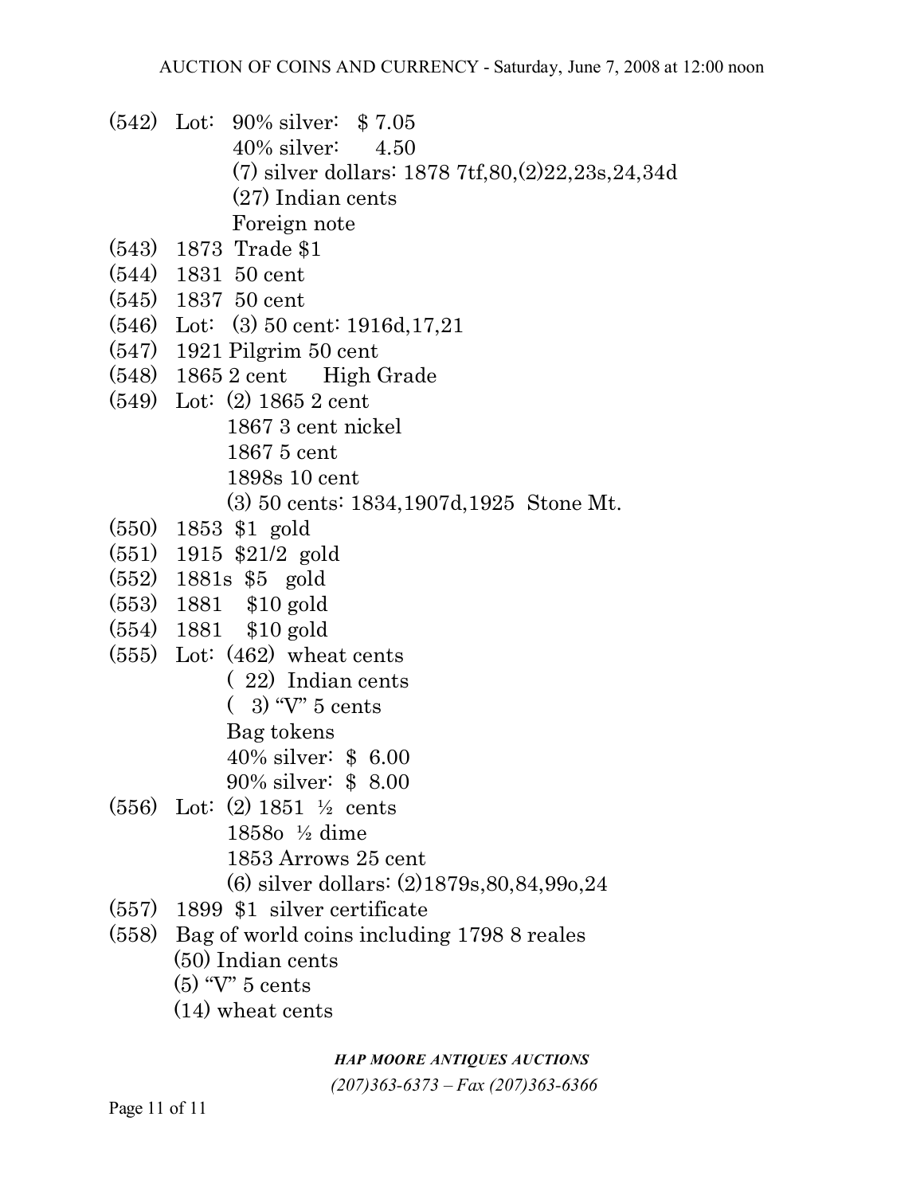(542) Lot: 90% silver: $ 7.05
40% silver: 4.50
(7) silver dollars: 1878 7tf,80,(2)22,23s,24,34d
(27) Indian cents
Foreign note

(543) 1873 Trade $1

(544) 1831 50 cent

(545) 1837 50 cent

(546) Lot: (3) 50 cent: 1916d,17,21

(547) 1921 Pilgrim 50 cent

(548) 1865 2 cent High Grade

(549) Lot: (2) 1865 2 cent
1867 3 cent nickel
1867 5 cent
1898s 10 cent
(3) 50 cents: 1834,1907d,1925 Stone Mt.

(550) 1853 $1 gold

(551) 1915 $21/2 gold

(552) 1881s $5 gold

(553) 1881 $10 gold

(554) 1881 $10 gold

(555) Lot: (462) wheat cents
( 22) Indian cents
( 3) "V" 5 cents
Bag tokens
40% silver: $ 6.00
90% silver: $ 8.00

(556) Lot: (2) 1851 ½ cents
1858o ½ dime
1853 Arrows 25 cent
(6) silver dollars: (2)1879s,80,84,99o,24

(557) 1899 $1 silver certificate

(558) Bag of world coins including 1798 8 reales
(50) Indian cents
(5) "V" 5 cents
(14) wheat cents

***HAP MOORE ANTIQUES AUCTIONS***

*(207)363-6373 – Fax (207)363-6366*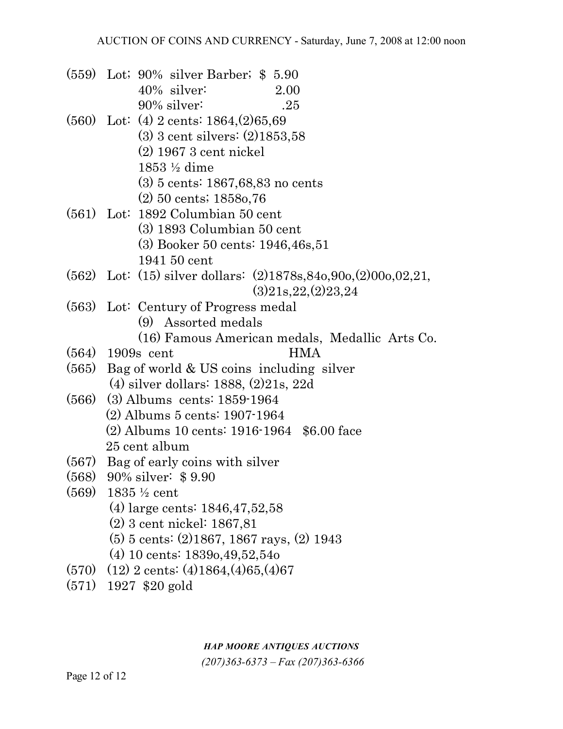(559) Lot; 90% silver Barber; $ 5.90
40% silver: 2.00
90% silver: .25

(560) Lot: (4) 2 cents: 1864,(2)65,69
(3) 3 cent silvers: (2)1853,58
(2) 1967 3 cent nickel
1853 ½ dime
(3) 5 cents: 1867,68,83 no cents
(2) 50 cents; 1858o,76

(561) Lot: 1892 Columbian 50 cent
(3) 1893 Columbian 50 cent
(3) Booker 50 cents: 1946,46s,51
1941 50 cent

(562) Lot: (15) silver dollars: (2)1878s,84o,90o,(2)00o,02,21,
(3)21s,22,(2)23,24

(563) Lot: Century of Progress medal
(9) Assorted medals
(16) Famous American medals, Medallic Arts Co.

(564) 1909s cent HMA

(565) Bag of world & US coins including silver
(4) silver dollars: 1888, (2)21s, 22d

(566) (3) Albums cents: 1859-1964
(2) Albums 5 cents: 1907-1964
(2) Albums 10 cents: 1916-1964 $6.00 face
25 cent album

(567) Bag of early coins with silver

(568) 90% silver: $ 9.90

(569) 1835 ½ cent
(4) large cents: 1846,47,52,58
(2) 3 cent nickel: 1867,81
(5) 5 cents: (2)1867, 1867 rays, (2) 1943
(4) 10 cents: 1839o,49,52,54o

(570) (12) 2 cents: (4)1864,(4)65,(4)67

(571) 1927 $20 gold

***HAP MOORE ANTIQUES AUCTIONS***

*(207)363-6373 – Fax (207)363-6366*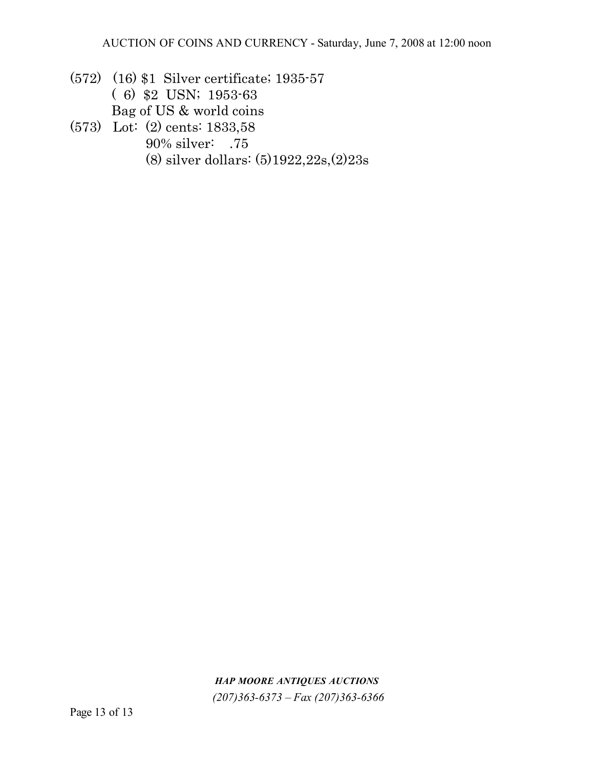(572) (16) $1 Silver certificate; 1935-57
( 6) $2 USN; 1953-63
Bag of US & world coins

(573) Lot: (2) cents: 1833,58
90% silver: .75
(8) silver dollars: (5)1922,22s,(2)23s